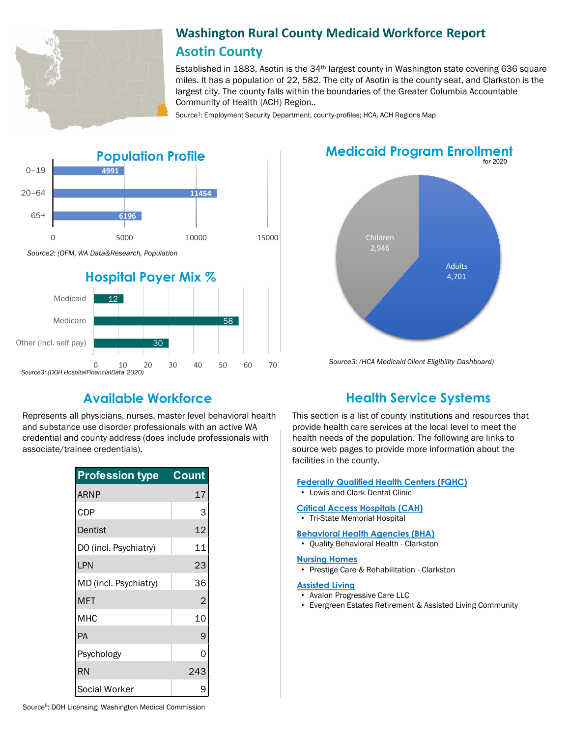# Washington Rural County Medicaid Workforce Report

## Asotin County

Established in 1883, Asotin is the 34th largest county in Washington state covering 636 square miles. It has a population of 22, 582. The city of Asotin is the county seat, and Clarkston is the largest city. The county falls within the boundaries of the Greater Columbia Accountable Community of Health (ACH) Region..

Source[1]: Employment Security Department, county-profiles; HCA, ACH Regions Map

## Population Profile

| Age | Population |
| --- | --- |
| 0–19 | 4991 |
| 20–64 | 11454 |
| 65+ | 6196 |

*Source2: (OFM, WA Data&Research, Population*

## Hospital Payer Mix %

| Payer | % |
| --- | --- |
| Medicaid | 12 |
| Medicare | 58 |
| Other (incl. self pay) | 30 |

*Source3: (DOH HospitalFinancialData 2020)*

## Medicaid Program Enrollment

for 2020

| Group | Enrollment |
| --- | --- |
| Children | 2,946 |
| Adults | 4,701 |

*Source3: (HCA Medicaid Client Eligibility Dashboard)*

## Available Workforce

Represents all physicians, nurses, master level behavioral health and substance use disorder professionals with an active WA credential and county address (does include professionals with associate/trainee credentials).

| Profession type | Count |
| --- | --- |
| ARNP | 17 |
| CDP | 3 |
| Dentist | 12 |
| DO (incl. Psychiatry) | 11 |
| LPN | 23 |
| MD (incl. Psychiatry) | 36 |
| MFT | 2 |
| MHC | 10 |
| PA | 9 |
| Psychology | 0 |
| RN | 243 |
| Social Worker | 9 |

Source[5]: DOH Licensing; Washington Medical Commission

## Health Service Systems

This section is a list of county institutions and resources that provide health care services at the local level to meet the health needs of the population. The following are links to source web pages to provide more information about the facilities in the county.

**Federally Qualified Health Centers (FQHC)**
- Lewis and Clark Dental Clinic

**Critical Access Hospitals (CAH)**
- Tri-State Memorial Hospital

**Behavioral Health Agencies (BHA)**
- Quality Behavioral Health - Clarkston

**Nursing Homes**
- Prestige Care & Rehabilitation - Clarkston

**Assisted Living**
- Avalon Progressive Care LLC
- Evergreen Estates Retirement & Assisted Living Community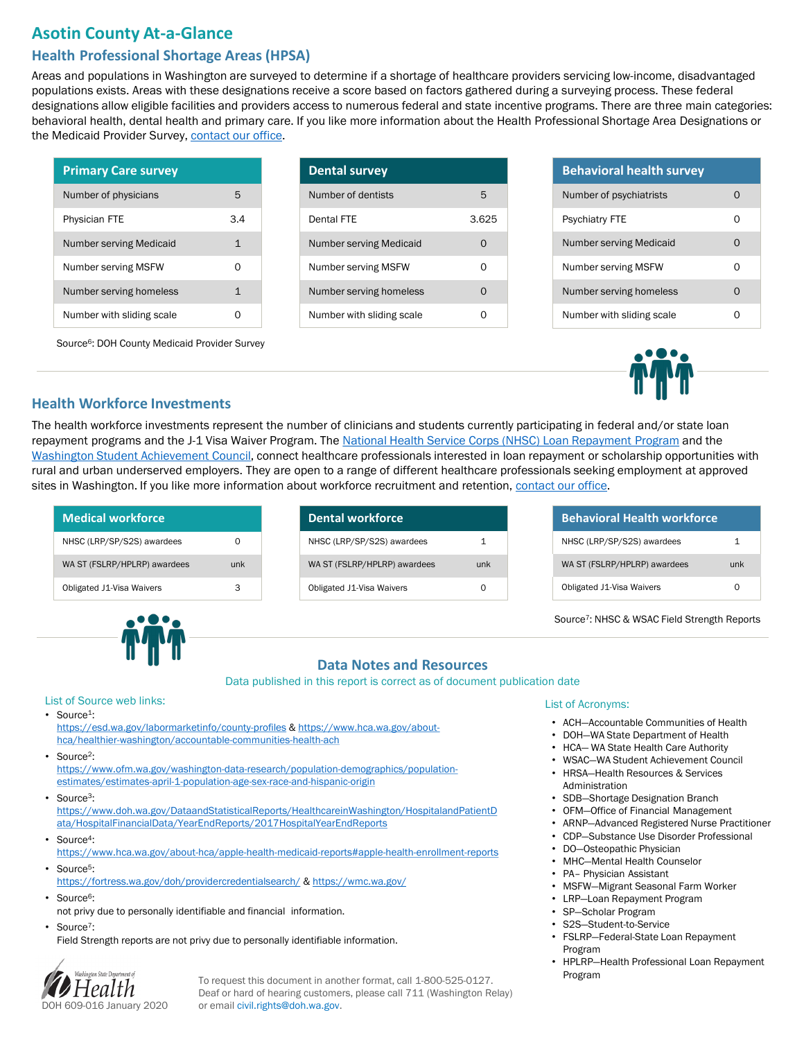# Asotin County At-a-Glance

## Health Professional Shortage Areas (HPSA)

Areas and populations in Washington are surveyed to determine if a shortage of healthcare providers servicing low-income, disadvantaged populations exists. Areas with these designations receive a score based on factors gathered during a surveying process. These federal designations allow eligible facilities and providers access to numerous federal and state incentive programs. There are three main categories: behavioral health, dental health and primary care. If you like more information about the Health Professional Shortage Area Designations or the Medicaid Provider Survey, contact our office.

| Primary Care survey | |
|---|---|
| Number of physicians | 5 |
| Physician FTE | 3.4 |
| Number serving Medicaid | 1 |
| Number serving MSFW | 0 |
| Number serving homeless | 1 |
| Number with sliding scale | 0 |

| Dental survey | |
|---|---|
| Number of dentists | 5 |
| Dental FTE | 3.625 |
| Number serving Medicaid | 0 |
| Number serving MSFW | 0 |
| Number serving homeless | 0 |
| Number with sliding scale | 0 |

| Behavioral health survey | |
|---|---|
| Number of psychiatrists | 0 |
| Psychiatry FTE | 0 |
| Number serving Medicaid | 0 |
| Number serving MSFW | 0 |
| Number serving homeless | 0 |
| Number with sliding scale | 0 |

Source[6]: DOH County Medicaid Provider Survey

## Health Workforce Investments

The health workforce investments represent the number of clinicians and students currently participating in federal and/or state loan repayment programs and the J-1 Visa Waiver Program. The National Health Service Corps (NHSC) Loan Repayment Program and the Washington Student Achievement Council, connect healthcare professionals interested in loan repayment or scholarship opportunities with rural and urban underserved employers. They are open to a range of different healthcare professionals seeking employment at approved sites in Washington. If you like more information about workforce recruitment and retention, contact our office.

| Medical workforce | |
|---|---|
| NHSC (LRP/SP/S2S) awardees | 0 |
| WA ST (FSLRP/HPLRP) awardees | unk |
| Obligated J1-Visa Waivers | 3 |

| Dental workforce | |
|---|---|
| NHSC (LRP/SP/S2S) awardees | 1 |
| WA ST (FSLRP/HPLRP) awardees | unk |
| Obligated J1-Visa Waivers | 0 |

| Behavioral Health workforce | |
|---|---|
| NHSC (LRP/SP/S2S) awardees | 1 |
| WA ST (FSLRP/HPLRP) awardees | unk |
| Obligated J1-Visa Waivers | 0 |

Source[7]: NHSC & WSAC Field Strength Reports

## Data Notes and Resources

Data published in this report is correct as of document publication date

List of Source web links:

- Source[1]:
  https://esd.wa.gov/labormarketinfo/county-profiles & https://www.hca.wa.gov/about-hca/healthier-washington/accountable-communities-health-ach
- Source[2]:
  https://www.ofm.wa.gov/washington-data-research/population-demographics/population-estimates/estimates-april-1-population-age-sex-race-and-hispanic-origin
- Source[3]:
  https://www.doh.wa.gov/DataandStatisticalReports/HealthcareinWashington/HospitalandPatientData/HospitalFinancialData/YearEndReports/2017HospitalYearEndReports
- Source[4]:
  https://www.hca.wa.gov/about-hca/apple-health-medicaid-reports#apple-health-enrollment-reports
- Source[5]:
  https://fortress.wa.gov/doh/providercredentialsearch/ & https://wmc.wa.gov/
- Source[6]:
  not privy due to personally identifiable and financial information.
- Source[7]:
  Field Strength reports are not privy due to personally identifiable information.

List of Acronyms:

- ACH—Accountable Communities of Health
- DOH—WA State Department of Health
- HCA— WA State Health Care Authority
- WSAC—WA Student Achievement Council
- HRSA—Health Resources & Services Administration
- SDB—Shortage Designation Branch
- OFM—Office of Financial Management
- ARNP—Advanced Registered Nurse Practitioner
- CDP—Substance Use Disorder Professional
- DO—Osteopathic Physician
- MHC—Mental Health Counselor
- PA– Physician Assistant
- MSFW—Migrant Seasonal Farm Worker
- LRP—Loan Repayment Program
- SP—Scholar Program
- S2S—Student-to-Service
- FSLRP—Federal-State Loan Repayment Program
- HPLRP—Health Professional Loan Repayment Program

Washington State Department of Health

DOH 609-016 January 2020

To request this document in another format, call 1-800-525-0127. Deaf or hard of hearing customers, please call 711 (Washington Relay) or email civil.rights@doh.wa.gov.